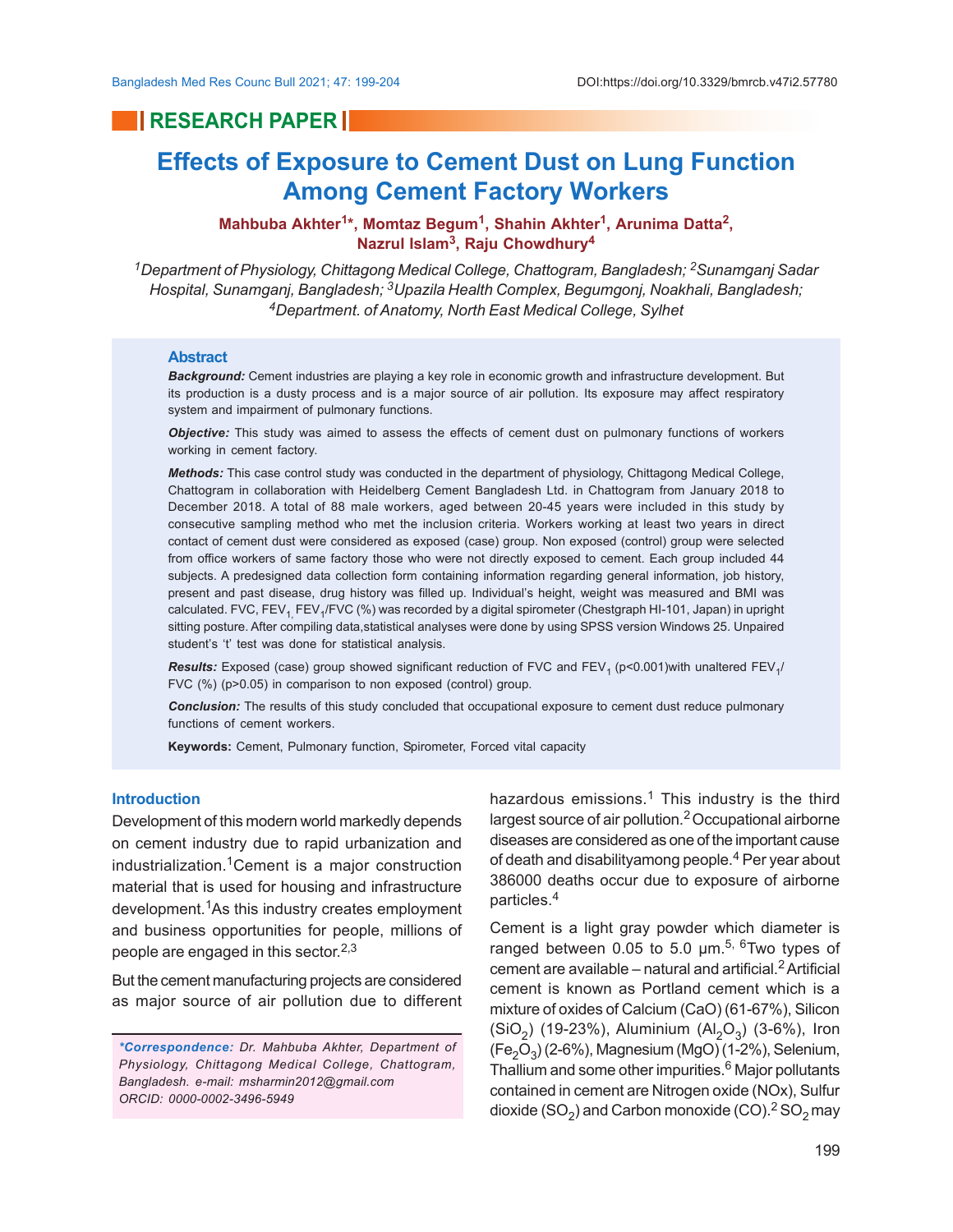RESEARCH PAPER

# Effects of Exposure to Cement Dust on Lung Function Among Cement Factory Workers

**Mahbuba Akhter[1]*, Momtaz Begum[1], Shahin Akhter[1], Arunima Datta[2], Nazrul Islam[3], Raju Chowdhury[4]**

*[1]Department of Physiology, Chittagong Medical College, Chattogram, Bangladesh; [2]Sunamganj Sadar Hospital, Sunamganj, Bangladesh; [3]Upazila Health Complex, Begumgonj, Noakhali, Bangladesh; [4]Department. of Anatomy, North East Medical College, Sylhet*

## Abstract

***Background:*** Cement industries are playing a key role in economic growth and infrastructure development. But its production is a dusty process and is a major source of air pollution. Its exposure may affect respiratory system and impairment of pulmonary functions.

***Objective:*** This study was aimed to assess the effects of cement dust on pulmonary functions of workers working in cement factory.

***Methods:*** This case control study was conducted in the department of physiology, Chittagong Medical College, Chattogram in collaboration with Heidelberg Cement Bangladesh Ltd. in Chattogram from January 2018 to December 2018. A total of 88 male workers, aged between 20-45 years were included in this study by consecutive sampling method who met the inclusion criteria. Workers working at least two years in direct contact of cement dust were considered as exposed (case) group. Non exposed (control) group were selected from office workers of same factory those who were not directly exposed to cement. Each group included 44 subjects. A predesigned data collection form containing information regarding general information, job history, present and past disease, drug history was filled up. Individual's height, weight was measured and BMI was calculated. FVC, $FEV_1$, $FEV_1$/FVC (%) was recorded by a digital spirometer (Chestgraph HI-101, Japan) in upright sitting posture. After compiling data,statistical analyses were done by using SPSS version Windows 25. Unpaired student's 't' test was done for statistical analysis.

***Results:*** Exposed (case) group showed significant reduction of FVC and $FEV_1$ ($p<0.001$)with unaltered $FEV_1$/FVC (%) ($p>0.05$) in comparison to non exposed (control) group.

***Conclusion:*** The results of this study concluded that occupational exposure to cement dust reduce pulmonary functions of cement workers.

**Keywords:** Cement, Pulmonary function, Spirometer, Forced vital capacity

## Introduction

Development of this modern world markedly depends on cement industry due to rapid urbanization and industrialization.[1] Cement is a major construction material that is used for housing and infrastructure development.[1] As this industry creates employment and business opportunities for people, millions of people are engaged in this sector.[2,3]

But the cement manufacturing projects are considered as major source of air pollution due to different hazardous emissions.[1] This industry is the third largest source of air pollution.[2] Occupational airborne diseases are considered as one of the important cause of death and disabilityamong people.[4] Per year about 386000 deaths occur due to exposure of airborne particles.[4]

Cement is a light gray powder which diameter is ranged between 0.05 to 5.0 µm.[5, 6] Two types of cement are available – natural and artificial.[2] Artificial cement is known as Portland cement which is a mixture of oxides of Calcium (CaO) (61-67%), Silicon ($SiO_2$) (19-23%), Aluminium ($Al_2O_3$) (3-6%), Iron ($Fe_2O_3$) (2-6%), Magnesium (MgO) (1-2%), Selenium, Thallium and some other impurities.[6] Major pollutants contained in cement are Nitrogen oxide (NOx), Sulfur dioxide ($SO_2$) and Carbon monoxide (CO).[2] $SO_2$ may

*\*Correspondence: Dr. Mahbuba Akhter, Department of Physiology, Chittagong Medical College, Chattogram, Bangladesh. e-mail: msharmin2012@gmail.com ORCID: 0000-0002-3496-5949*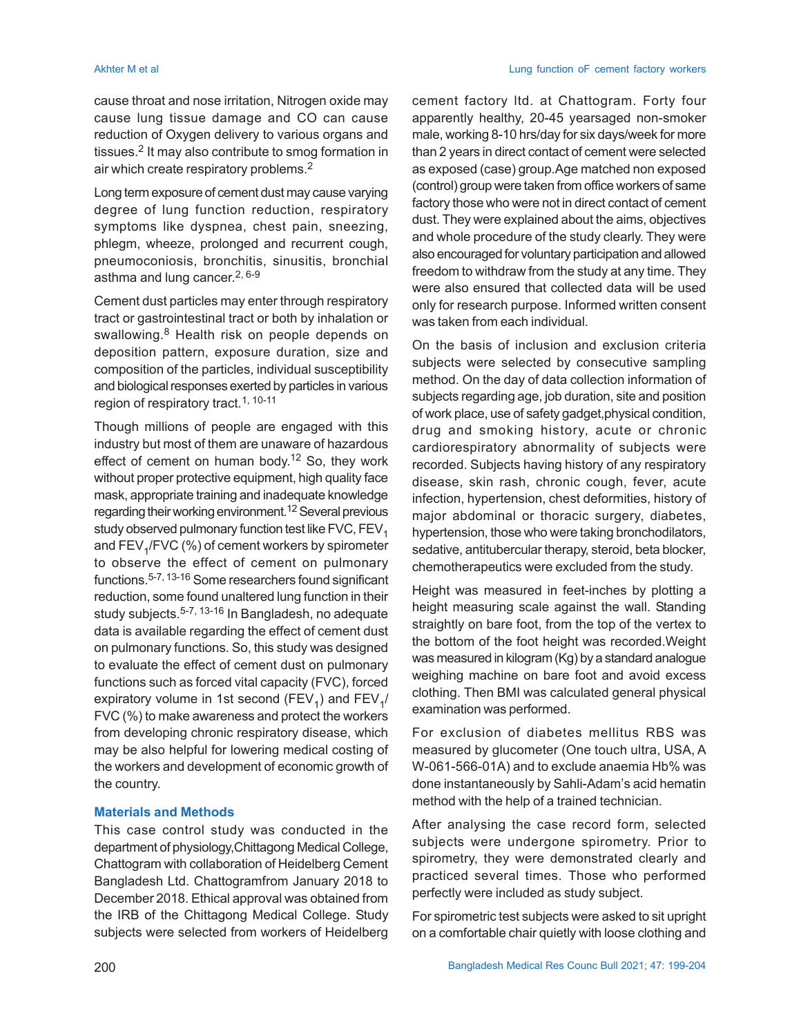cause throat and nose irritation, Nitrogen oxide may cause lung tissue damage and CO can cause reduction of Oxygen delivery to various organs and tissues.[2] It may also contribute to smog formation in air which create respiratory problems.[2]

Long term exposure of cement dust may cause varying degree of lung function reduction, respiratory symptoms like dyspnea, chest pain, sneezing, phlegm, wheeze, prolonged and recurrent cough, pneumoconiosis, bronchitis, sinusitis, bronchial asthma and lung cancer.[2, 6-9]

Cement dust particles may enter through respiratory tract or gastrointestinal tract or both by inhalation or swallowing.[8] Health risk on people depends on deposition pattern, exposure duration, size and composition of the particles, individual susceptibility and biological responses exerted by particles in various region of respiratory tract.[1, 10-11]

Though millions of people are engaged with this industry but most of them are unaware of hazardous effect of cement on human body.[12] So, they work without proper protective equipment, high quality face mask, appropriate training and inadequate knowledge regarding their working environment.[12] Several previous study observed pulmonary function test like FVC, $FEV_1$ and $FEV_1$/FVC (%) of cement workers by spirometer to observe the effect of cement on pulmonary functions.[5-7, 13-16] Some researchers found significant reduction, some found unaltered lung function in their study subjects.[5-7, 13-16] In Bangladesh, no adequate data is available regarding the effect of cement dust on pulmonary functions. So, this study was designed to evaluate the effect of cement dust on pulmonary functions such as forced vital capacity (FVC), forced expiratory volume in 1st second ($FEV_1$) and $FEV_1$/FVC (%) to make awareness and protect the workers from developing chronic respiratory disease, which may be also helpful for lowering medical costing of the workers and development of economic growth of the country.

## Materials and Methods

This case control study was conducted in the department of physiology,Chittagong Medical College, Chattogram with collaboration of Heidelberg Cement Bangladesh Ltd. Chattogramfrom January 2018 to December 2018. Ethical approval was obtained from the IRB of the Chittagong Medical College. Study subjects were selected from workers of Heidelberg cement factory ltd. at Chattogram. Forty four apparently healthy, 20-45 yearsaged non-smoker male, working 8-10 hrs/day for six days/week for more than 2 years in direct contact of cement were selected as exposed (case) group.Age matched non exposed (control) group were taken from office workers of same factory those who were not in direct contact of cement dust. They were explained about the aims, objectives and whole procedure of the study clearly. They were also encouraged for voluntary participation and allowed freedom to withdraw from the study at any time. They were also ensured that collected data will be used only for research purpose. Informed written consent was taken from each individual.

On the basis of inclusion and exclusion criteria subjects were selected by consecutive sampling method. On the day of data collection information of subjects regarding age, job duration, site and position of work place, use of safety gadget,physical condition, drug and smoking history, acute or chronic cardiorespiratory abnormality of subjects were recorded. Subjects having history of any respiratory disease, skin rash, chronic cough, fever, acute infection, hypertension, chest deformities, history of major abdominal or thoracic surgery, diabetes, hypertension, those who were taking bronchodilators, sedative, antitubercular therapy, steroid, beta blocker, chemotherapeutics were excluded from the study.

Height was measured in feet-inches by plotting a height measuring scale against the wall. Standing straightly on bare foot, from the top of the vertex to the bottom of the foot height was recorded.Weight was measured in kilogram (Kg) by a standard analogue weighing machine on bare foot and avoid excess clothing. Then BMI was calculated general physical examination was performed.

For exclusion of diabetes mellitus RBS was measured by glucometer (One touch ultra, USA, A W-061-566-01A) and to exclude anaemia Hb% was done instantaneously by Sahli-Adam's acid hematin method with the help of a trained technician.

After analysing the case record form, selected subjects were undergone spirometry. Prior to spirometry, they were demonstrated clearly and practiced several times. Those who performed perfectly were included as study subject.

For spirometric test subjects were asked to sit upright on a comfortable chair quietly with loose clothing and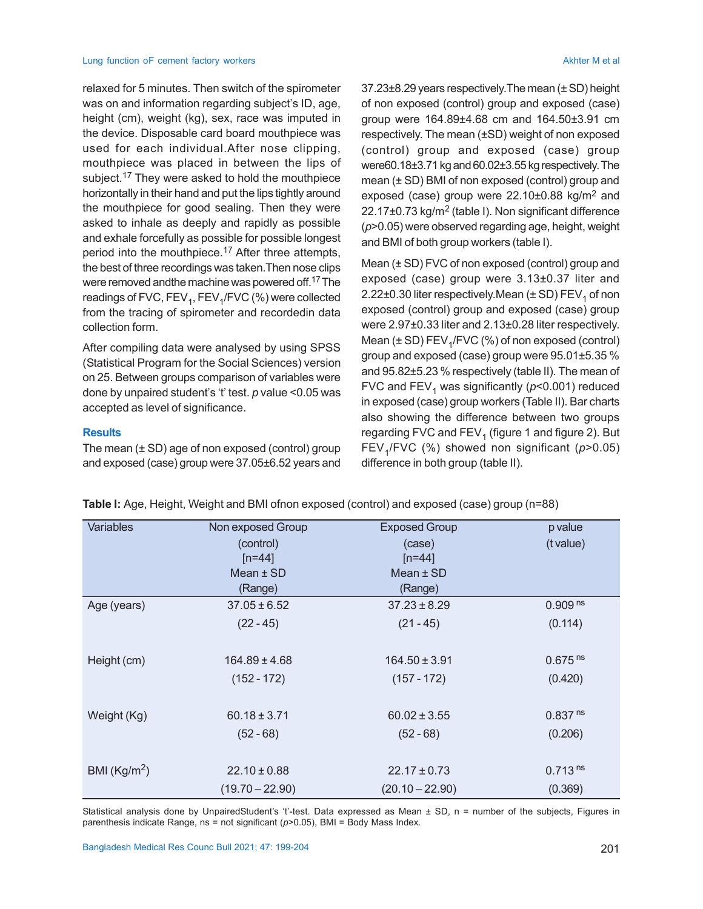relaxed for 5 minutes. Then switch of the spirometer was on and information regarding subject's ID, age, height (cm), weight (kg), sex, race was imputed in the device. Disposable card board mouthpiece was used for each individual.After nose clipping, mouthpiece was placed in between the lips of subject.[17] They were asked to hold the mouthpiece horizontally in their hand and put the lips tightly around the mouthpiece for good sealing. Then they were asked to inhale as deeply and rapidly as possible and exhale forcefully as possible for possible longest period into the mouthpiece.[17] After three attempts, the best of three recordings was taken.Then nose clips were removed andthe machine was powered off.[17] The readings of FVC, $FEV_1$, $FEV_1$/FVC (%) were collected from the tracing of spirometer and recordedin data collection form.

After compiling data were analysed by using SPSS (Statistical Program for the Social Sciences) version on 25. Between groups comparison of variables were done by unpaired student's 't' test. *p* value <0.05 was accepted as level of significance.

## Results

The mean (± SD) age of non exposed (control) group and exposed (case) group were 37.05±6.52 years and 37.23±8.29 years respectively.The mean (± SD) height of non exposed (control) group and exposed (case) group were 164.89±4.68 cm and 164.50±3.91 cm respectively. The mean (±SD) weight of non exposed (control) group and exposed (case) group were60.18±3.71 kg and 60.02±3.55 kg respectively. The mean (± SD) BMI of non exposed (control) group and exposed (case) group were 22.10±0.88 kg/m$^2$ and 22.17±0.73 kg/m$^2$ (table I). Non significant difference ($p$>0.05) were observed regarding age, height, weight and BMI of both group workers (table I).

Mean (± SD) FVC of non exposed (control) group and exposed (case) group were 3.13±0.37 liter and 2.22±0.30 liter respectively.Mean (± SD) $FEV_1$ of non exposed (control) group and exposed (case) group were 2.97±0.33 liter and 2.13±0.28 liter respectively. Mean (± SD) $FEV_1$/FVC (%) of non exposed (control) group and exposed (case) group were 95.01±5.35 % and 95.82±5.23 % respectively (table II). The mean of FVC and $FEV_1$ was significantly ($p$<0.001) reduced in exposed (case) group workers (Table II). Bar charts also showing the difference between two groups regarding FVC and $FEV_1$ (figure 1 and figure 2). But $FEV_1$/FVC (%) showed non significant ($p$>0.05) difference in both group (table II).

**Table I:** Age, Height, Weight and BMI ofnon exposed (control) and exposed (case) group (n=88)

| Variables | Non exposed Group (control) [n=44] Mean ± SD (Range) | Exposed Group (case) [n=44] Mean ± SD (Range) | p value (t value) |
|---|---|---|---|
| Age (years) | 37.05 ± 6.52 (22 - 45) | 37.23 ± 8.29 (21 - 45) | 0.909 ns (0.114) |
| Height (cm) | 164.89 ± 4.68 (152 - 172) | 164.50 ± 3.91 (157 - 172) | 0.675 ns (0.420) |
| Weight (Kg) | 60.18 ± 3.71 (52 - 68) | 60.02 ± 3.55 (52 - 68) | 0.837 ns (0.206) |
| BMI (Kg/m$^2$) | 22.10 ± 0.88 (19.70 – 22.90) | 22.17 ± 0.73 (20.10 – 22.90) | 0.713 ns (0.369) |

Statistical analysis done by UnpairedStudent's 't'-test. Data expressed as Mean ± SD, n = number of the subjects, Figures in parenthesis indicate Range, ns = not significant ($p$>0.05), BMI = Body Mass Index.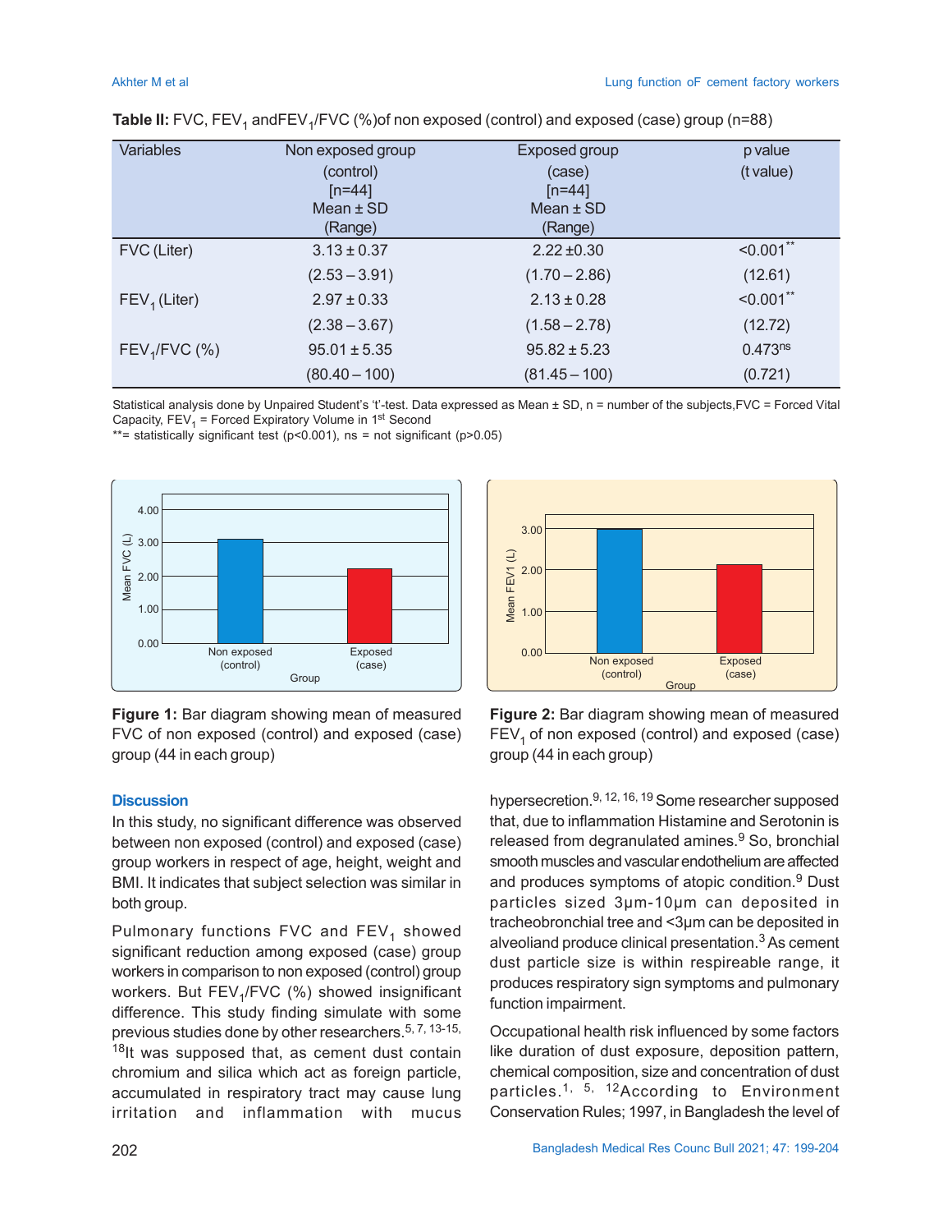**Table II:** FVC, $FEV_1$ and$FEV_1$/FVC (%)of non exposed (control) and exposed (case) group (n=88)

| Variables | Non exposed group (control) [n=44] Mean ± SD (Range) | Exposed group (case) [n=44] Mean ± SD (Range) | p value (t value) |
|---|---|---|---|
| FVC (Liter) | 3.13 ± 0.37 | 2.22 ±0.30 | <0.001** |
| | (2.53 – 3.91) | (1.70 – 2.86) | (12.61) |
| $FEV_1$ (Liter) | 2.97 ± 0.33 | 2.13 ± 0.28 | <0.001** |
| | (2.38 – 3.67) | (1.58 – 2.78) | (12.72) |
| $FEV_1$/FVC (%) | 95.01 ± 5.35 | 95.82 ± 5.23 | 0.473ns |
| | (80.40 – 100) | (81.45 – 100) | (0.721) |

Statistical analysis done by Unpaired Student's 't'-test. Data expressed as Mean ± SD, n = number of the subjects,FVC = Forced Vital Capacity, $FEV_1$ = Forced Expiratory Volume in 1st Second
**= statistically significant test (p<0.001), ns = not significant (p>0.05)

**Figure 1:** Bar diagram showing mean of measured FVC of non exposed (control) and exposed (case) group (44 in each group)

**Figure 2:** Bar diagram showing mean of measured $FEV_1$ of non exposed (control) and exposed (case) group (44 in each group)

## Discussion

In this study, no significant difference was observed between non exposed (control) and exposed (case) group workers in respect of age, height, weight and BMI. It indicates that subject selection was similar in both group.

Pulmonary functions FVC and $FEV_1$ showed significant reduction among exposed (case) group workers in comparison to non exposed (control) group workers. But $FEV_1$/FVC (%) showed insignificant difference. This study finding simulate with some previous studies done by other researchers.[5, 7, 13-15, 18] It was supposed that, as cement dust contain chromium and silica which act as foreign particle, accumulated in respiratory tract may cause lung irritation and inflammation with mucus hypersecretion.[9, 12, 16, 19] Some researcher supposed that, due to inflammation Histamine and Serotonin is released from degranulated amines.[9] So, bronchial smooth muscles and vascular endothelium are affected and produces symptoms of atopic condition.[9] Dust particles sized 3µm-10µm can deposited in tracheobronchial tree and <3µm can be deposited in alveoliand produce clinical presentation.[3] As cement dust particle size is within respireable range, it produces respiratory sign symptoms and pulmonary function impairment.

Occupational health risk influenced by some factors like duration of dust exposure, deposition pattern, chemical composition, size and concentration of dust particles.[1, 5, 12] According to Environment Conservation Rules; 1997, in Bangladesh the level of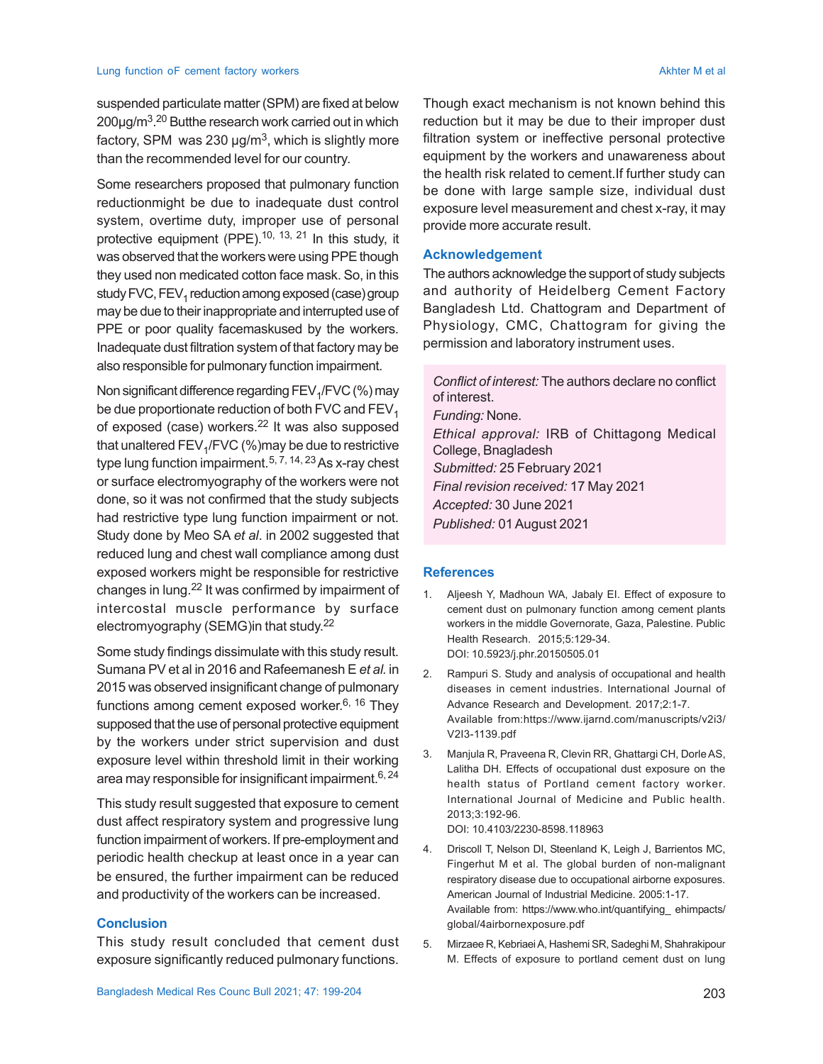suspended particulate matter (SPM) are fixed at below 200μg/m$^3$.[20] Butthe research work carried out in which factory, SPM was 230 μg/m$^3$, which is slightly more than the recommended level for our country.

Some researchers proposed that pulmonary function reductionmight be due to inadequate dust control system, overtime duty, improper use of personal protective equipment (PPE).[10, 13, 21] In this study, it was observed that the workers were using PPE though they used non medicated cotton face mask. So, in this study FVC, $FEV_1$ reduction among exposed (case) group may be due to their inappropriate and interrupted use of PPE or poor quality facemaskused by the workers. Inadequate dust filtration system of that factory may be also responsible for pulmonary function impairment.

Non significant difference regarding $FEV_1$/FVC (%) may be due proportionate reduction of both FVC and $FEV_1$ of exposed (case) workers.[22] It was also supposed that unaltered $FEV_1$/FVC (%)may be due to restrictive type lung function impairment.[5, 7, 14, 23] As x-ray chest or surface electromyography of the workers were not done, so it was not confirmed that the study subjects had restrictive type lung function impairment or not. Study done by Meo SA *et al*. in 2002 suggested that reduced lung and chest wall compliance among dust exposed workers might be responsible for restrictive changes in lung.[22] It was confirmed by impairment of intercostal muscle performance by surface electromyography (SEMG)in that study.[22]

Some study findings dissimulate with this study result. Sumana PV et al in 2016 and Rafeemanesh E *et al.* in 2015 was observed insignificant change of pulmonary functions among cement exposed worker.[6, 16] They supposed that the use of personal protective equipment by the workers under strict supervision and dust exposure level within threshold limit in their working area may responsible for insignificant impairment.[6, 24]

This study result suggested that exposure to cement dust affect respiratory system and progressive lung function impairment of workers. If pre-employment and periodic health checkup at least once in a year can be ensured, the further impairment can be reduced and productivity of the workers can be increased.

## Conclusion

This study result concluded that cement dust exposure significantly reduced pulmonary functions. Though exact mechanism is not known behind this reduction but it may be due to their improper dust filtration system or ineffective personal protective equipment by the workers and unawareness about the health risk related to cement.If further study can be done with large sample size, individual dust exposure level measurement and chest x-ray, it may provide more accurate result.

## Acknowledgement

The authors acknowledge the support of study subjects and authority of Heidelberg Cement Factory Bangladesh Ltd. Chattogram and Department of Physiology, CMC, Chattogram for giving the permission and laboratory instrument uses.

*Conflict of interest:* The authors declare no conflict of interest.
*Funding:* None.
*Ethical approval:* IRB of Chittagong Medical College, Bnagladesh
*Submitted:* 25 February 2021
*Final revision received:* 17 May 2021
*Accepted:* 30 June 2021
*Published:* 01 August 2021

## References

1. Aljeesh Y, Madhoun WA, Jabaly El. Effect of exposure to cement dust on pulmonary function among cement plants workers in the middle Governorate, Gaza, Palestine. Public Health Research. 2015;5:129-34. DOI: 10.5923/j.phr.20150505.01
2. Rampuri S. Study and analysis of occupational and health diseases in cement industries. International Journal of Advance Research and Development. 2017;2:1-7. Available from:https://www.ijarnd.com/manuscripts/v2i3/V2I3-1139.pdf
3. Manjula R, Praveena R, Clevin RR, Ghattargi CH, Dorle AS, Lalitha DH. Effects of occupational dust exposure on the health status of Portland cement factory worker. International Journal of Medicine and Public health. 2013;3:192-96. DOI: 10.4103/2230-8598.118963
4. Driscoll T, Nelson DI, Steenland K, Leigh J, Barrientos MC, Fingerhut M et al. The global burden of non-malignant respiratory disease due to occupational airborne exposures. American Journal of Industrial Medicine. 2005:1-17. Available from: https://www.who.int/quantifying_ ehimpacts/global/4airbornexposure.pdf
5. Mirzaee R, Kebriaei A, Hashemi SR, Sadeghi M, Shahrakipour M. Effects of exposure to portland cement dust on lung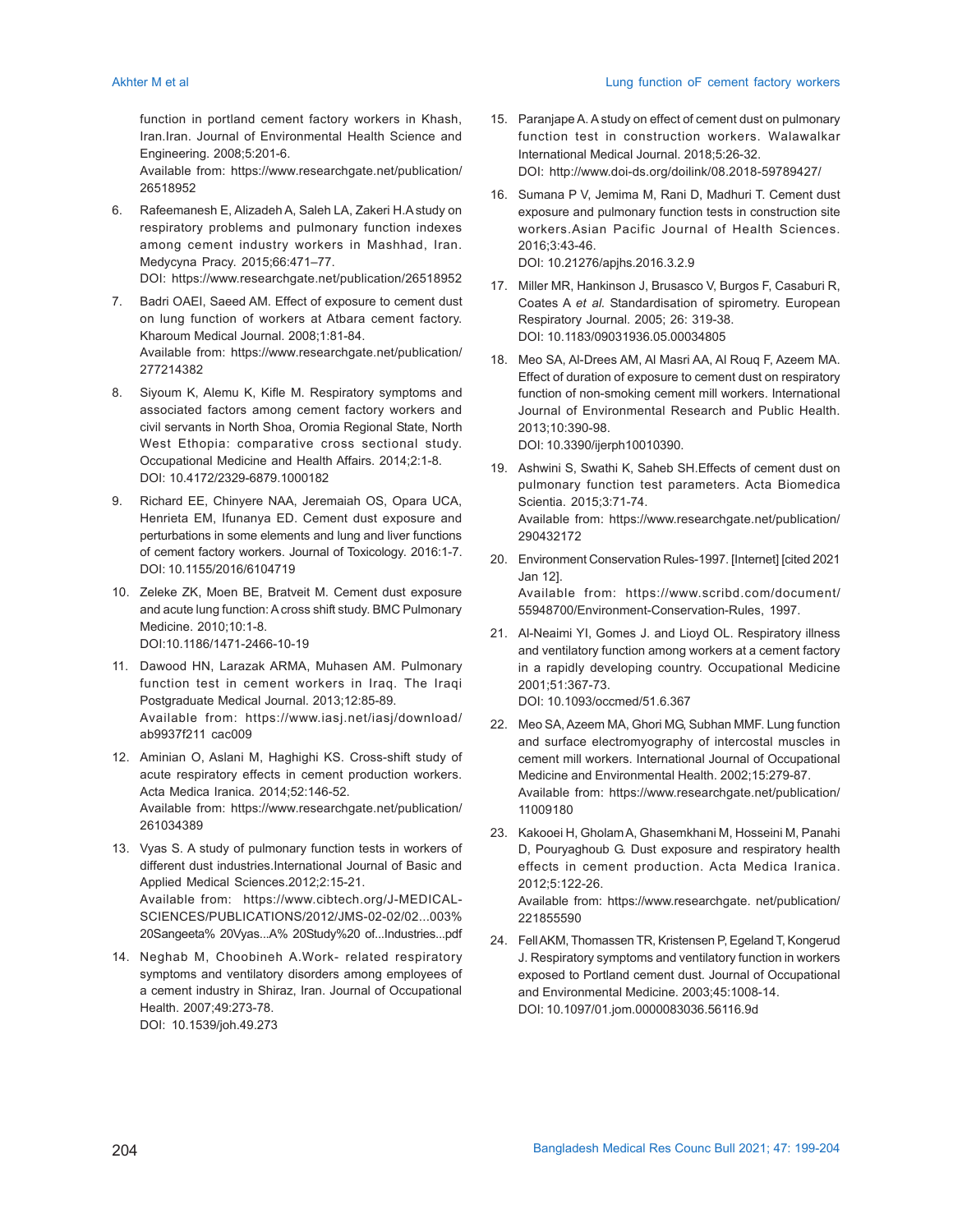function in portland cement factory workers in Khash, Iran.Iran. Journal of Environmental Health Science and Engineering. 2008;5:201-6.
Available from: https://www.researchgate.net/publication/26518952

6. Rafeemanesh E, Alizadeh A, Saleh LA, Zakeri H.A study on respiratory problems and pulmonary function indexes among cement industry workers in Mashhad, Iran. Medycyna Pracy. 2015;66:471–77.
DOI: https://www.researchgate.net/publication/26518952

7. Badri OAEI, Saeed AM. Effect of exposure to cement dust on lung function of workers at Atbara cement factory. Kharoum Medical Journal. 2008;1:81-84.
Available from: https://www.researchgate.net/publication/277214382

8. Siyoum K, Alemu K, Kifle M. Respiratory symptoms and associated factors among cement factory workers and civil servants in North Shoa, Oromia Regional State, North West Ethopia: comparative cross sectional study. Occupational Medicine and Health Affairs. 2014;2:1-8.
DOI: 10.4172/2329-6879.1000182

9. Richard EE, Chinyere NAA, Jeremaiah OS, Opara UCA, Henrieta EM, Ifunanya ED. Cement dust exposure and perturbations in some elements and lung and liver functions of cement factory workers. Journal of Toxicology. 2016:1-7.
DOI: 10.1155/2016/6104719

10. Zeleke ZK, Moen BE, Bratveit M. Cement dust exposure and acute lung function: A cross shift study. BMC Pulmonary Medicine. 2010;10:1-8.
DOI:10.1186/1471-2466-10-19

11. Dawood HN, Larazak ARMA, Muhasen AM. Pulmonary function test in cement workers in Iraq. The Iraqi Postgraduate Medical Journal. 2013;12:85-89.
Available from: https://www.iasj.net/iasj/download/ab9937f211 cac009

12. Aminian O, Aslani M, Haghighi KS. Cross-shift study of acute respiratory effects in cement production workers. Acta Medica Iranica. 2014;52:146-52.
Available from: https://www.researchgate.net/publication/261034389

13. Vyas S. A study of pulmonary function tests in workers of different dust industries.International Journal of Basic and Applied Medical Sciences.2012;2:15-21.
Available from: https://www.cibtech.org/J-MEDICAL-SCIENCES/PUBLICATIONS/2012/JMS-02-02/02...003%20Sangeeta% 20Vyas...A% 20Study%20 of...Industries...pdf

14. Neghab M, Choobineh A.Work- related respiratory symptoms and ventilatory disorders among employees of a cement industry in Shiraz, Iran. Journal of Occupational Health. 2007;49:273-78.
DOI: 10.1539/joh.49.273

15. Paranjape A. A study on effect of cement dust on pulmonary function test in construction workers. Walawalkar International Medical Journal. 2018;5:26-32.
DOI: http://www.doi-ds.org/doilink/08.2018-59789427/

16. Sumana P V, Jemima M, Rani D, Madhuri T. Cement dust exposure and pulmonary function tests in construction site workers.Asian Pacific Journal of Health Sciences. 2016;3:43-46.
DOI: 10.21276/apjhs.2016.3.2.9

17. Miller MR, Hankinson J, Brusasco V, Burgos F, Casaburi R, Coates A *et al.* Standardisation of spirometry. European Respiratory Journal. 2005; 26: 319-38.
DOI: 10.1183/09031936.05.00034805

18. Meo SA, Al-Drees AM, Al Masri AA, Al Rouq F, Azeem MA. Effect of duration of exposure to cement dust on respiratory function of non-smoking cement mill workers. International Journal of Environmental Research and Public Health. 2013;10:390-98.
DOI: 10.3390/ijerph10010390.

19. Ashwini S, Swathi K, Saheb SH.Effects of cement dust on pulmonary function test parameters. Acta Biomedica Scientia. 2015;3:71-74.
Available from: https://www.researchgate.net/publication/290432172

20. Environment Conservation Rules-1997. [Internet] [cited 2021 Jan 12].
Available from: https://www.scribd.com/document/55948700/Environment-Conservation-Rules, 1997.

21. Al-Neaimi YI, Gomes J. and Lioyd OL. Respiratory illness and ventilatory function among workers at a cement factory in a rapidly developing country. Occupational Medicine 2001;51:367-73.
DOI: 10.1093/occmed/51.6.367

22. Meo SA, Azeem MA, Ghori MG, Subhan MMF. Lung function and surface electromyography of intercostal muscles in cement mill workers. International Journal of Occupational Medicine and Environmental Health. 2002;15:279-87.
Available from: https://www.researchgate.net/publication/11009180

23. Kakooei H, Gholam A, Ghasemkhani M, Hosseini M, Panahi D, Pouryaghoub G. Dust exposure and respiratory health effects in cement production. Acta Medica Iranica. 2012;5:122-26.
Available from: https://www.researchgate. net/publication/221855590

24. Fell AKM, Thomassen TR, Kristensen P, Egeland T, Kongerud J. Respiratory symptoms and ventilatory function in workers exposed to Portland cement dust. Journal of Occupational and Environmental Medicine. 2003;45:1008-14.
DOI: 10.1097/01.jom.0000083036.56116.9d